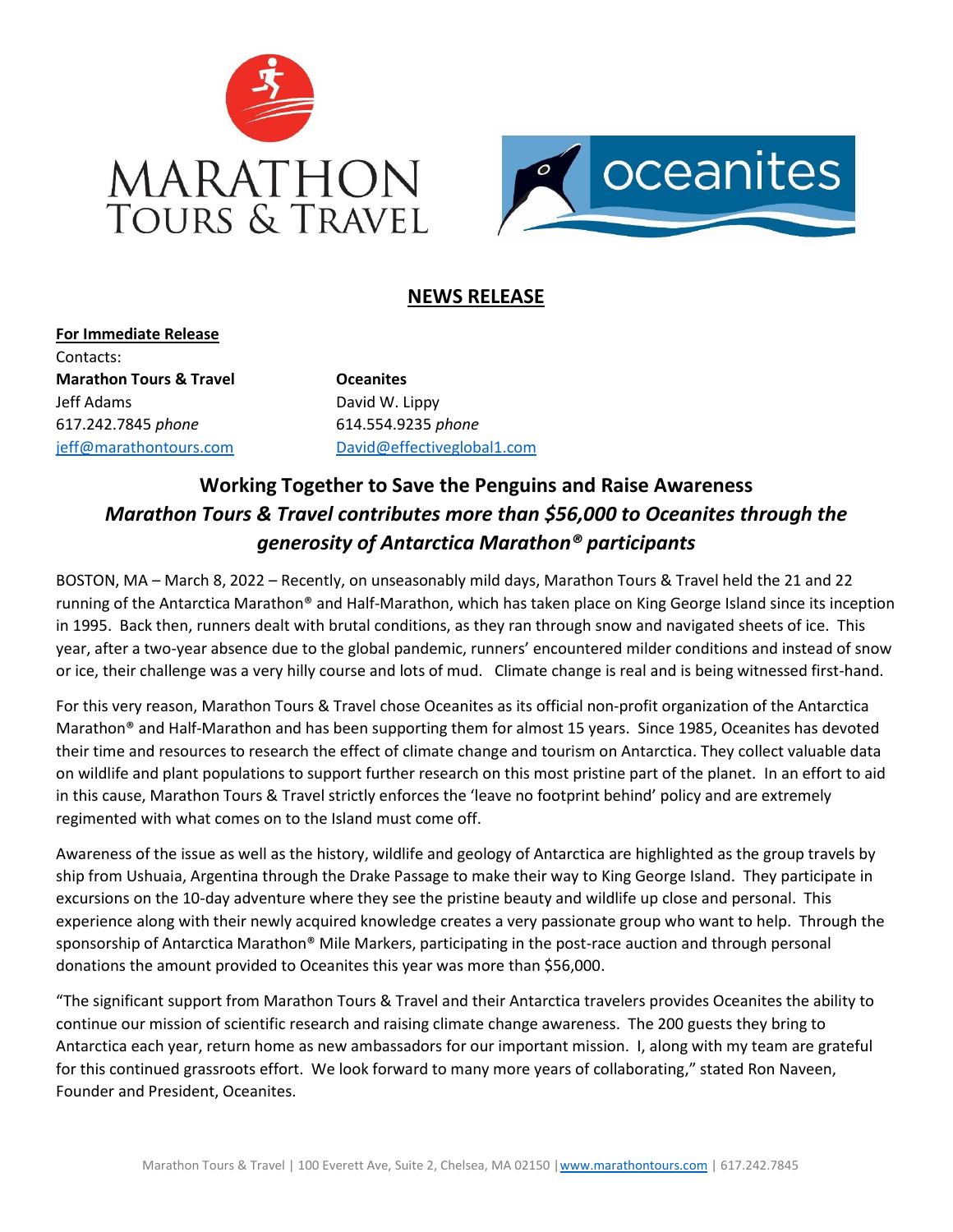MARATHON TOURS & TRAVEL

oceanites

## NEWS RELEASE

**For Immediate Release**

Contacts:

**Marathon Tours & Travel**
Jeff Adams
617.242.7845 *phone*
jeff@marathontours.com

**Oceanites**
David W. Lippy
614.554.9235 *phone*
David@effectiveglobal1.com

# Working Together to Save the Penguins and Raise Awareness

## *Marathon Tours & Travel contributes more than $56,000 to Oceanites through the generosity of Antarctica Marathon® participants*

BOSTON, MA – March 8, 2022 – Recently, on unseasonably mild days, Marathon Tours & Travel held the 21 and 22 running of the Antarctica Marathon® and Half-Marathon, which has taken place on King George Island since its inception in 1995. Back then, runners dealt with brutal conditions, as they ran through snow and navigated sheets of ice. This year, after a two-year absence due to the global pandemic, runners' encountered milder conditions and instead of snow or ice, their challenge was a very hilly course and lots of mud. Climate change is real and is being witnessed first-hand.

For this very reason, Marathon Tours & Travel chose Oceanites as its official non-profit organization of the Antarctica Marathon® and Half-Marathon and has been supporting them for almost 15 years. Since 1985, Oceanites has devoted their time and resources to research the effect of climate change and tourism on Antarctica. They collect valuable data on wildlife and plant populations to support further research on this most pristine part of the planet. In an effort to aid in this cause, Marathon Tours & Travel strictly enforces the 'leave no footprint behind' policy and are extremely regimented with what comes on to the Island must come off.

Awareness of the issue as well as the history, wildlife and geology of Antarctica are highlighted as the group travels by ship from Ushuaia, Argentina through the Drake Passage to make their way to King George Island. They participate in excursions on the 10-day adventure where they see the pristine beauty and wildlife up close and personal. This experience along with their newly acquired knowledge creates a very passionate group who want to help. Through the sponsorship of Antarctica Marathon® Mile Markers, participating in the post-race auction and through personal donations the amount provided to Oceanites this year was more than $56,000.

"The significant support from Marathon Tours & Travel and their Antarctica travelers provides Oceanites the ability to continue our mission of scientific research and raising climate change awareness. The 200 guests they bring to Antarctica each year, return home as new ambassadors for our important mission. I, along with my team are grateful for this continued grassroots effort. We look forward to many more years of collaborating," stated Ron Naveen, Founder and President, Oceanites.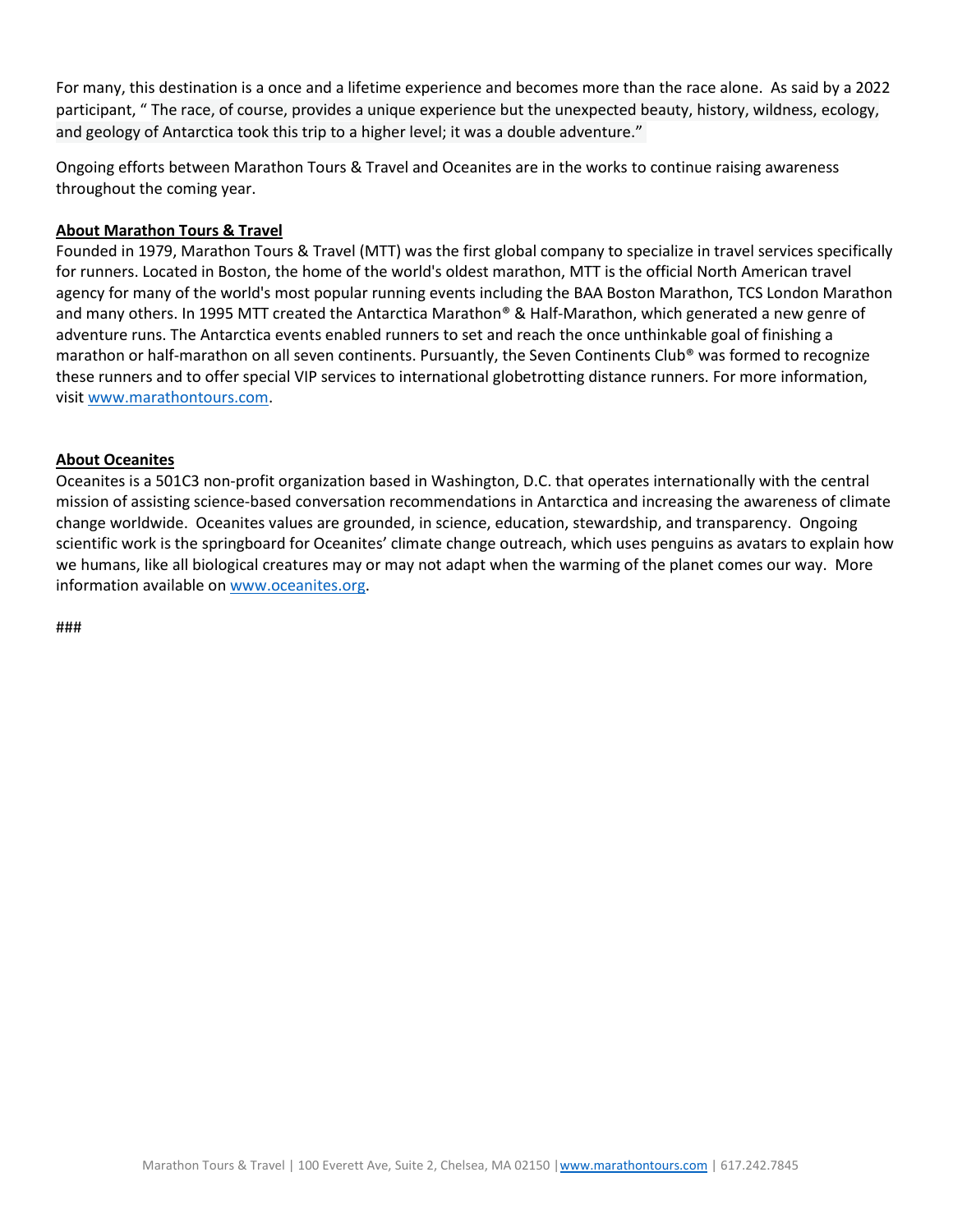For many, this destination is a once and a lifetime experience and becomes more than the race alone. As said by a 2022 participant, " The race, of course, provides a unique experience but the unexpected beauty, history, wildness, ecology, and geology of Antarctica took this trip to a higher level; it was a double adventure."

Ongoing efforts between Marathon Tours & Travel and Oceanites are in the works to continue raising awareness throughout the coming year.

**About Marathon Tours & Travel**

Founded in 1979, Marathon Tours & Travel (MTT) was the first global company to specialize in travel services specifically for runners. Located in Boston, the home of the world's oldest marathon, MTT is the official North American travel agency for many of the world's most popular running events including the BAA Boston Marathon, TCS London Marathon and many others. In 1995 MTT created the Antarctica Marathon® & Half-Marathon, which generated a new genre of adventure runs. The Antarctica events enabled runners to set and reach the once unthinkable goal of finishing a marathon or half-marathon on all seven continents. Pursuantly, the Seven Continents Club® was formed to recognize these runners and to offer special VIP services to international globetrotting distance runners. For more information, visit www.marathontours.com.

**About Oceanites**

Oceanites is a 501C3 non-profit organization based in Washington, D.C. that operates internationally with the central mission of assisting science-based conversation recommendations in Antarctica and increasing the awareness of climate change worldwide. Oceanites values are grounded, in science, education, stewardship, and transparency. Ongoing scientific work is the springboard for Oceanites' climate change outreach, which uses penguins as avatars to explain how we humans, like all biological creatures may or may not adapt when the warming of the planet comes our way. More information available on www.oceanites.org.

###

Marathon Tours & Travel | 100 Everett Ave, Suite 2, Chelsea, MA 02150 | www.marathontours.com | 617.242.7845